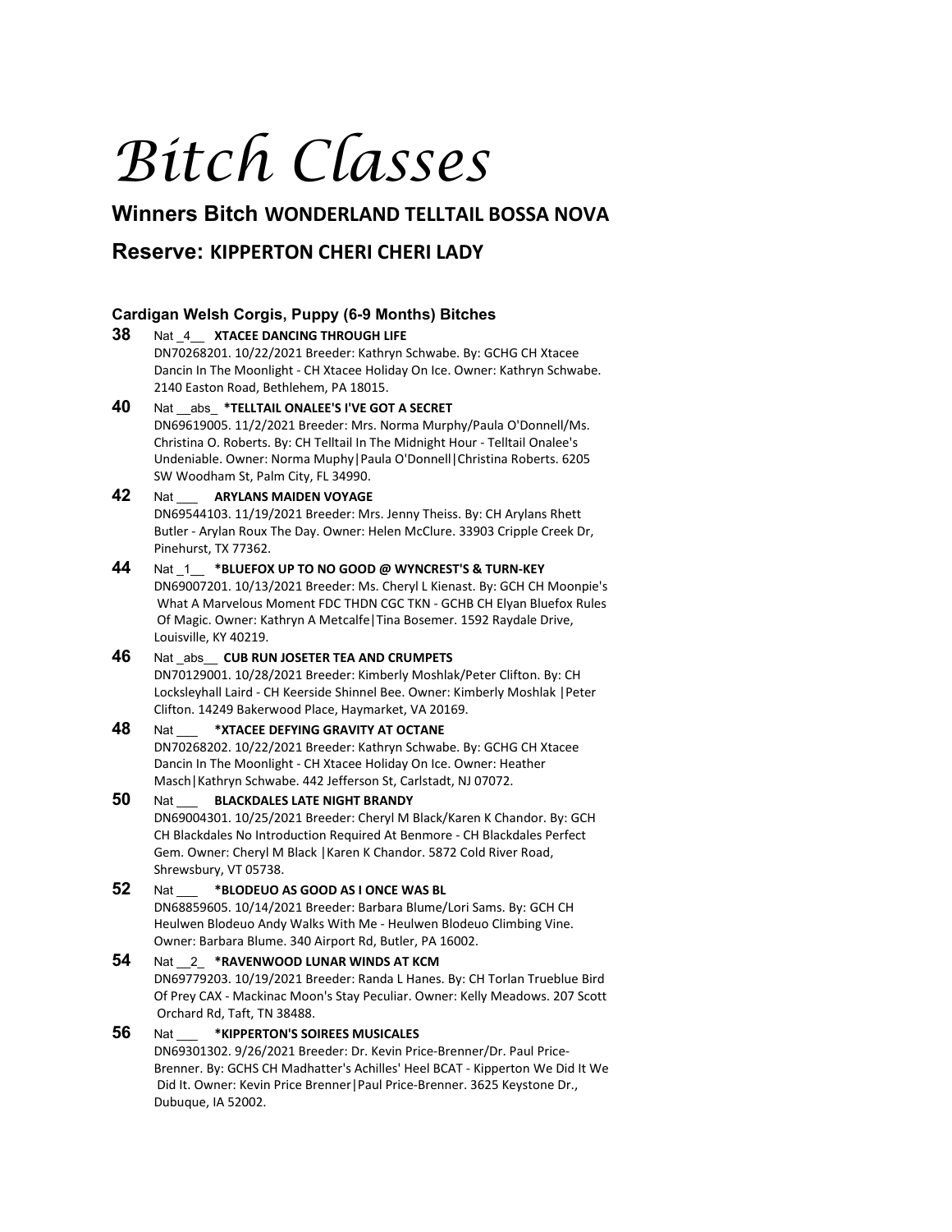# *Bitch Classes*

## Winners Bitch WONDERLAND TELLTAIL BOSSA NOVA

## Reserve: KIPPERTON CHERI CHERI LADY

### Cardigan Welsh Corgis, Puppy (6-9 Months) Bitches

**38** Nat _4__ **XTACEE DANCING THROUGH LIFE**
DN70268201. 10/22/2021 Breeder: Kathryn Schwabe. By: GCHG CH Xtacee Dancin In The Moonlight - CH Xtacee Holiday On Ice. Owner: Kathryn Schwabe. 2140 Easton Road, Bethlehem, PA 18015.

**40** Nat __abs_ **\*TELLTAIL ONALEE'S I'VE GOT A SECRET**
DN69619005. 11/2/2021 Breeder: Mrs. Norma Murphy/Paula O'Donnell/Ms. Christina O. Roberts. By: CH Telltail In The Midnight Hour - Telltail Onalee's Undeniable. Owner: Norma Muphy|Paula O'Donnell|Christina Roberts. 6205 SW Woodham St, Palm City, FL 34990.

**42** Nat ___ **ARYLANS MAIDEN VOYAGE**
DN69544103. 11/19/2021 Breeder: Mrs. Jenny Theiss. By: CH Arylans Rhett Butler - Arylan Roux The Day. Owner: Helen McClure. 33903 Cripple Creek Dr, Pinehurst, TX 77362.

**44** Nat _1__ **\*BLUEFOX UP TO NO GOOD @ WYNCREST'S & TURN-KEY**
DN69007201. 10/13/2021 Breeder: Ms. Cheryl L Kienast. By: GCH CH Moonpie's What A Marvelous Moment FDC THDN CGC TKN - GCHB CH Elyan Bluefox Rules Of Magic. Owner: Kathryn A Metcalfe|Tina Bosemer. 1592 Raydale Drive, Louisville, KY 40219.

**46** Nat _abs__ **CUB RUN JOSETER TEA AND CRUMPETS**
DN70129001. 10/28/2021 Breeder: Kimberly Moshlak/Peter Clifton. By: CH Locksleyhall Laird - CH Keerside Shinnel Bee. Owner: Kimberly Moshlak |Peter Clifton. 14249 Bakerwood Place, Haymarket, VA 20169.

**48** Nat ___ **\*XTACEE DEFYING GRAVITY AT OCTANE**
DN70268202. 10/22/2021 Breeder: Kathryn Schwabe. By: GCHG CH Xtacee Dancin In The Moonlight - CH Xtacee Holiday On Ice. Owner: Heather Masch|Kathryn Schwabe. 442 Jefferson St, Carlstadt, NJ 07072.

**50** Nat ___ **BLACKDALES LATE NIGHT BRANDY**
DN69004301. 10/25/2021 Breeder: Cheryl M Black/Karen K Chandor. By: GCH CH Blackdales No Introduction Required At Benmore - CH Blackdales Perfect Gem. Owner: Cheryl M Black |Karen K Chandor. 5872 Cold River Road, Shrewsbury, VT 05738.

**52** Nat ___ **\*BLODEUO AS GOOD AS I ONCE WAS BL**
DN68859605. 10/14/2021 Breeder: Barbara Blume/Lori Sams. By: GCH CH Heulwen Blodeuo Andy Walks With Me - Heulwen Blodeuo Climbing Vine. Owner: Barbara Blume. 340 Airport Rd, Butler, PA 16002.

**54** Nat __2_ **\*RAVENWOOD LUNAR WINDS AT KCM**
DN69779203. 10/19/2021 Breeder: Randa L Hanes. By: CH Torlan Trueblue Bird Of Prey CAX - Mackinac Moon's Stay Peculiar. Owner: Kelly Meadows. 207 Scott Orchard Rd, Taft, TN 38488.

**56** Nat ___ **\*KIPPERTON'S SOIREES MUSICALES**
DN69301302. 9/26/2021 Breeder: Dr. Kevin Price-Brenner/Dr. Paul Price-Brenner. By: GCHS CH Madhatter's Achilles' Heel BCAT - Kipperton We Did It We Did It. Owner: Kevin Price Brenner|Paul Price-Brenner. 3625 Keystone Dr., Dubuque, IA 52002.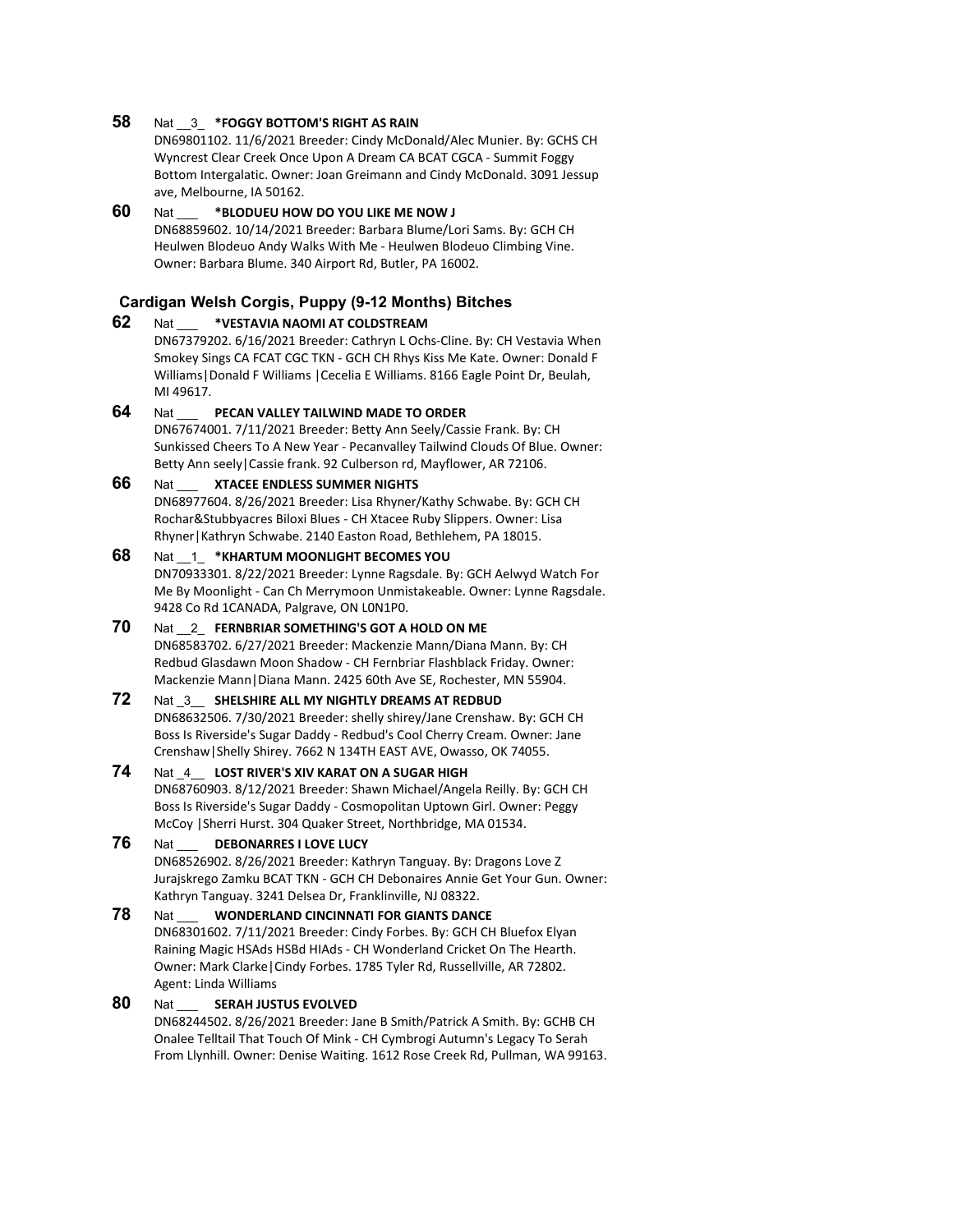**58** Nat __3_ **\*FOGGY BOTTOM'S RIGHT AS RAIN**
DN69801102. 11/6/2021 Breeder: Cindy McDonald/Alec Munier. By: GCHS CH Wyncrest Clear Creek Once Upon A Dream CA BCAT CGCA - Summit Foggy Bottom Intergalatic. Owner: Joan Greimann and Cindy McDonald. 3091 Jessup ave, Melbourne, IA 50162.

**60** Nat ___ **\*BLODUEU HOW DO YOU LIKE ME NOW J**
DN68859602. 10/14/2021 Breeder: Barbara Blume/Lori Sams. By: GCH CH Heulwen Blodeuo Andy Walks With Me - Heulwen Blodeuo Climbing Vine. Owner: Barbara Blume. 340 Airport Rd, Butler, PA 16002.

### Cardigan Welsh Corgis, Puppy (9-12 Months) Bitches

**62** Nat ___ **\*VESTAVIA NAOMI AT COLDSTREAM**
DN67379202. 6/16/2021 Breeder: Cathryn L Ochs-Cline. By: CH Vestavia When Smokey Sings CA FCAT CGC TKN - GCH CH Rhys Kiss Me Kate. Owner: Donald F Williams|Donald F Williams |Cecelia E Williams. 8166 Eagle Point Dr, Beulah, MI 49617.

**64** Nat ___ **PECAN VALLEY TAILWIND MADE TO ORDER**
DN67674001. 7/11/2021 Breeder: Betty Ann Seely/Cassie Frank. By: CH Sunkissed Cheers To A New Year - Pecanvalley Tailwind Clouds Of Blue. Owner: Betty Ann seely|Cassie frank. 92 Culberson rd, Mayflower, AR 72106.

**66** Nat ___ **XTACEE ENDLESS SUMMER NIGHTS**
DN68977604. 8/26/2021 Breeder: Lisa Rhyner/Kathy Schwabe. By: GCH CH Rochar&Stubbyacres Biloxi Blues - CH Xtacee Ruby Slippers. Owner: Lisa Rhyner|Kathryn Schwabe. 2140 Easton Road, Bethlehem, PA 18015.

**68** Nat __1_ **\*KHARTUM MOONLIGHT BECOMES YOU**
DN70933301. 8/22/2021 Breeder: Lynne Ragsdale. By: GCH Aelwyd Watch For Me By Moonlight - Can Ch Merrymoon Unmistakeable. Owner: Lynne Ragsdale. 9428 Co Rd 1CANADA, Palgrave, ON L0N1P0.

**70** Nat __2_ **FERNBRIAR SOMETHING'S GOT A HOLD ON ME**
DN68583702. 6/27/2021 Breeder: Mackenzie Mann/Diana Mann. By: CH Redbud Glasdawn Moon Shadow - CH Fernbriar Flashblack Friday. Owner: Mackenzie Mann|Diana Mann. 2425 60th Ave SE, Rochester, MN 55904.

**72** Nat _3__ **SHELSHIRE ALL MY NIGHTLY DREAMS AT REDBUD**
DN68632506. 7/30/2021 Breeder: shelly shirey/Jane Crenshaw. By: GCH CH Boss Is Riverside's Sugar Daddy - Redbud's Cool Cherry Cream. Owner: Jane Crenshaw|Shelly Shirey. 7662 N 134TH EAST AVE, Owasso, OK 74055.

**74** Nat _4__ **LOST RIVER'S XIV KARAT ON A SUGAR HIGH**
DN68760903. 8/12/2021 Breeder: Shawn Michael/Angela Reilly. By: GCH CH Boss Is Riverside's Sugar Daddy - Cosmopolitan Uptown Girl. Owner: Peggy McCoy |Sherri Hurst. 304 Quaker Street, Northbridge, MA 01534.

**76** Nat ___ **DEBONARRES I LOVE LUCY**
DN68526902. 8/26/2021 Breeder: Kathryn Tanguay. By: Dragons Love Z Jurajskrego Zamku BCAT TKN - GCH CH Debonaires Annie Get Your Gun. Owner: Kathryn Tanguay. 3241 Delsea Dr, Franklinville, NJ 08322.

**78** Nat ___ **WONDERLAND CINCINNATI FOR GIANTS DANCE**
DN68301602. 7/11/2021 Breeder: Cindy Forbes. By: GCH CH Bluefox Elyan Raining Magic HSAds HSBd HIAds - CH Wonderland Cricket On The Hearth. Owner: Mark Clarke|Cindy Forbes. 1785 Tyler Rd, Russellville, AR 72802. Agent: Linda Williams

**80** Nat ___ **SERAH JUSTUS EVOLVED**
DN68244502. 8/26/2021 Breeder: Jane B Smith/Patrick A Smith. By: GCHB CH Onalee Telltail That Touch Of Mink - CH Cymbrogi Autumn's Legacy To Serah From Llynhill. Owner: Denise Waiting. 1612 Rose Creek Rd, Pullman, WA 99163.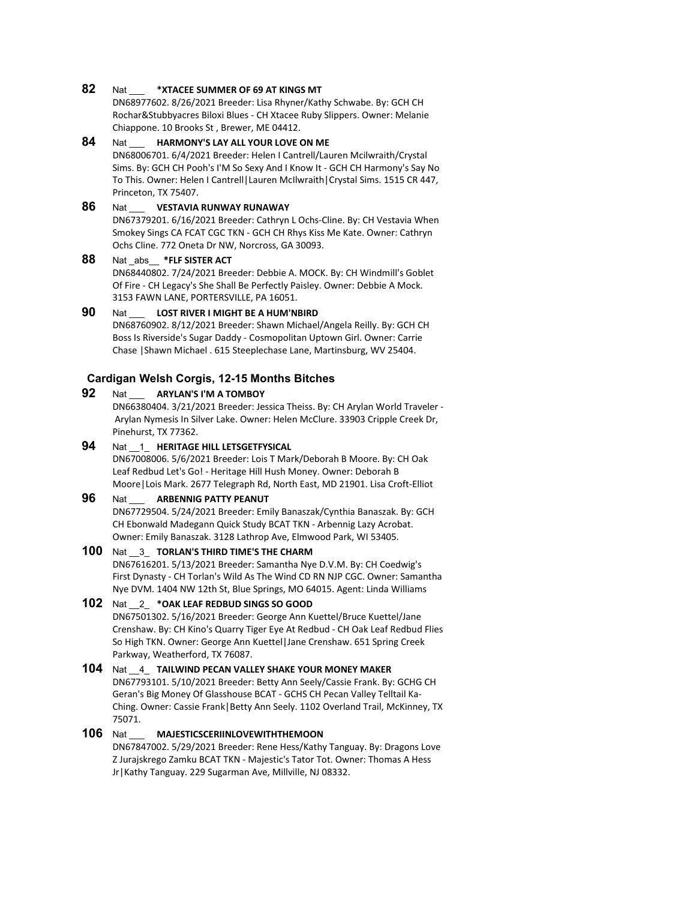**82** Nat ___ **\*XTACEE SUMMER OF 69 AT KINGS MT**
DN68977602. 8/26/2021 Breeder: Lisa Rhyner/Kathy Schwabe. By: GCH CH Rochar&Stubbyacres Biloxi Blues - CH Xtacee Ruby Slippers. Owner: Melanie Chiappone. 10 Brooks St , Brewer, ME 04412.

**84** Nat ___ **HARMONY'S LAY ALL YOUR LOVE ON ME**
DN68006701. 6/4/2021 Breeder: Helen I Cantrell/Lauren Mcilwraith/Crystal Sims. By: GCH CH Pooh's I'M So Sexy And I Know It - GCH CH Harmony's Say No To This. Owner: Helen I Cantrell|Lauren McIlwraith|Crystal Sims. 1515 CR 447, Princeton, TX 75407.

**86** Nat ___ **VESTAVIA RUNWAY RUNAWAY**
DN67379201. 6/16/2021 Breeder: Cathryn L Ochs-Cline. By: CH Vestavia When Smokey Sings CA FCAT CGC TKN - GCH CH Rhys Kiss Me Kate. Owner: Cathryn Ochs Cline. 772 Oneta Dr NW, Norcross, GA 30093.

**88** Nat _abs__ **\*FLF SISTER ACT**
DN68440802. 7/24/2021 Breeder: Debbie A. MOCK. By: CH Windmill's Goblet Of Fire - CH Legacy's She Shall Be Perfectly Paisley. Owner: Debbie A Mock. 3153 FAWN LANE, PORTERSVILLE, PA 16051.

**90** Nat ___ **LOST RIVER I MIGHT BE A HUM'NBIRD**
DN68760902. 8/12/2021 Breeder: Shawn Michael/Angela Reilly. By: GCH CH Boss Is Riverside's Sugar Daddy - Cosmopolitan Uptown Girl. Owner: Carrie Chase |Shawn Michael . 615 Steeplechase Lane, Martinsburg, WV 25404.

### Cardigan Welsh Corgis, 12-15 Months Bitches

**92** Nat ___ **ARYLAN'S I'M A TOMBOY**
DN66380404. 3/21/2021 Breeder: Jessica Theiss. By: CH Arylan World Traveler - Arylan Nymesis In Silver Lake. Owner: Helen McClure. 33903 Cripple Creek Dr, Pinehurst, TX 77362.

**94** Nat __1_ **HERITAGE HILL LETSGETFYSICAL**
DN67008006. 5/6/2021 Breeder: Lois T Mark/Deborah B Moore. By: CH Oak Leaf Redbud Let's Go! - Heritage Hill Hush Money. Owner: Deborah B Moore|Lois Mark. 2677 Telegraph Rd, North East, MD 21901. Lisa Croft-Elliot

**96** Nat ___ **ARBENNIG PATTY PEANUT**
DN67729504. 5/24/2021 Breeder: Emily Banaszak/Cynthia Banaszak. By: GCH CH Ebonwald Madegann Quick Study BCAT TKN - Arbennig Lazy Acrobat. Owner: Emily Banaszak. 3128 Lathrop Ave, Elmwood Park, WI 53405.

**100** Nat __3_ **TORLAN'S THIRD TIME'S THE CHARM**
DN67616201. 5/13/2021 Breeder: Samantha Nye D.V.M. By: CH Coedwig's First Dynasty - CH Torlan's Wild As The Wind CD RN NJP CGC. Owner: Samantha Nye DVM. 1404 NW 12th St, Blue Springs, MO 64015. Agent: Linda Williams

**102** Nat __2_ **\*OAK LEAF REDBUD SINGS SO GOOD**
DN67501302. 5/16/2021 Breeder: George Ann Kuettel/Bruce Kuettel/Jane Crenshaw. By: CH Kino's Quarry Tiger Eye At Redbud - CH Oak Leaf Redbud Flies So High TKN. Owner: George Ann Kuettel|Jane Crenshaw. 651 Spring Creek Parkway, Weatherford, TX 76087.

**104** Nat __4_ **TAILWIND PECAN VALLEY SHAKE YOUR MONEY MAKER**
DN67793101. 5/10/2021 Breeder: Betty Ann Seely/Cassie Frank. By: GCHG CH Geran's Big Money Of Glasshouse BCAT - GCHS CH Pecan Valley Telltail Ka-Ching. Owner: Cassie Frank|Betty Ann Seely. 1102 Overland Trail, McKinney, TX 75071.

**106** Nat ___ **MAJESTICSCERIINLOVEWITHTHEMOON**
DN67847002. 5/29/2021 Breeder: Rene Hess/Kathy Tanguay. By: Dragons Love Z Jurajskrego Zamku BCAT TKN - Majestic's Tator Tot. Owner: Thomas A Hess Jr|Kathy Tanguay. 229 Sugarman Ave, Millville, NJ 08332.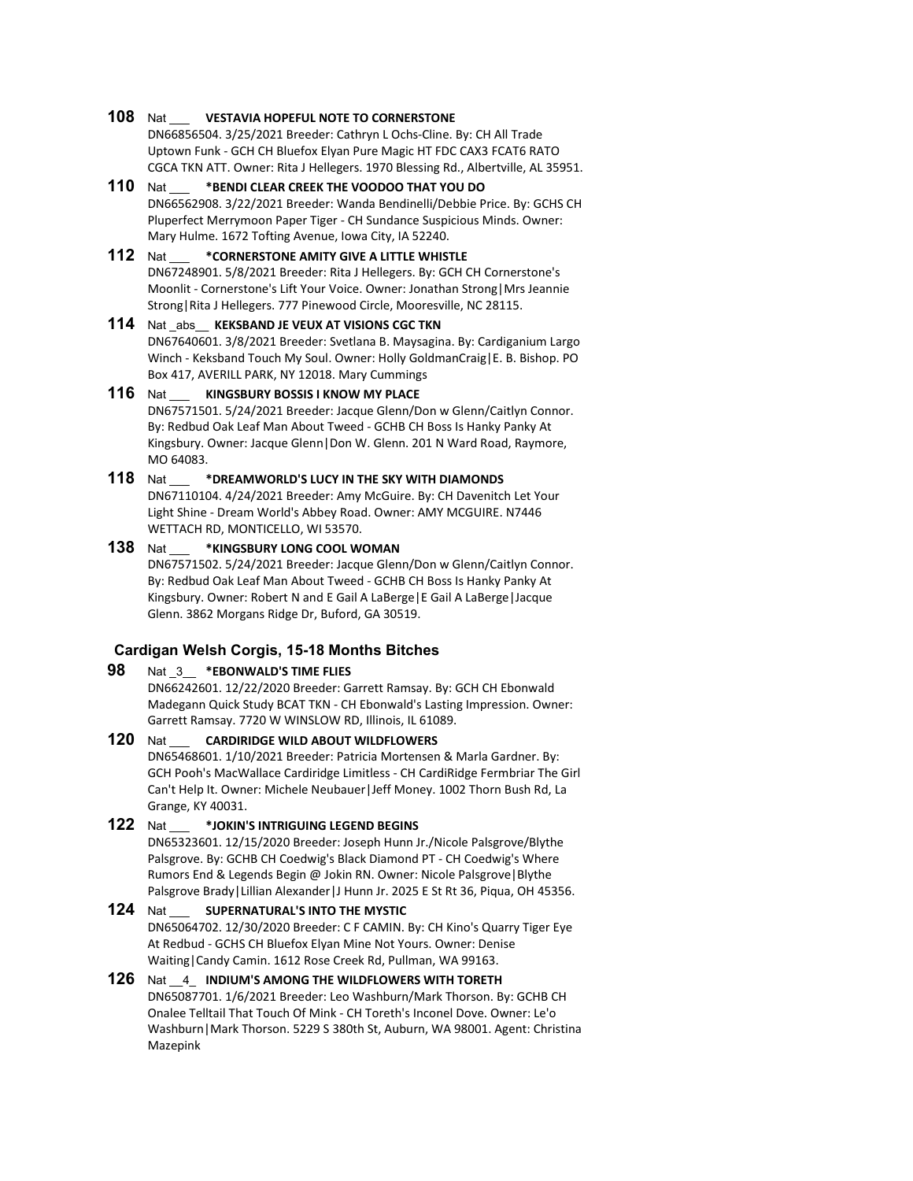**108** Nat ___ **VESTAVIA HOPEFUL NOTE TO CORNERSTONE**
DN66856504. 3/25/2021 Breeder: Cathryn L Ochs-Cline. By: CH All Trade Uptown Funk - GCH CH Bluefox Elyan Pure Magic HT FDC CAX3 FCAT6 RATO CGCA TKN ATT. Owner: Rita J Hellegers. 1970 Blessing Rd., Albertville, AL 35951.

**110** Nat ___ ***BENDI CLEAR CREEK THE VOODOO THAT YOU DO**
DN66562908. 3/22/2021 Breeder: Wanda Bendinelli/Debbie Price. By: GCHS CH Pluperfect Merrymoon Paper Tiger - CH Sundance Suspicious Minds. Owner: Mary Hulme. 1672 Tofting Avenue, Iowa City, IA 52240.

**112** Nat ___ ***CORNERSTONE AMITY GIVE A LITTLE WHISTLE**
DN67248901. 5/8/2021 Breeder: Rita J Hellegers. By: GCH CH Cornerstone's Moonlit - Cornerstone's Lift Your Voice. Owner: Jonathan Strong|Mrs Jeannie Strong|Rita J Hellegers. 777 Pinewood Circle, Mooresville, NC 28115.

**114** Nat _abs__ **KEKSBAND JE VEUX AT VISIONS CGC TKN**
DN67640601. 3/8/2021 Breeder: Svetlana B. Maysagina. By: Cardiganium Largo Winch - Keksband Touch My Soul. Owner: Holly GoldmanCraig|E. B. Bishop. PO Box 417, AVERILL PARK, NY 12018. Mary Cummings

**116** Nat ___ **KINGSBURY BOSSIS I KNOW MY PLACE**
DN67571501. 5/24/2021 Breeder: Jacque Glenn/Don w Glenn/Caitlyn Connor. By: Redbud Oak Leaf Man About Tweed - GCHB CH Boss Is Hanky Panky At Kingsbury. Owner: Jacque Glenn|Don W. Glenn. 201 N Ward Road, Raymore, MO 64083.

**118** Nat ___ ***DREAMWORLD'S LUCY IN THE SKY WITH DIAMONDS**
DN67110104. 4/24/2021 Breeder: Amy McGuire. By: CH Davenitch Let Your Light Shine - Dream World's Abbey Road. Owner: AMY MCGUIRE. N7446 WETTACH RD, MONTICELLO, WI 53570.

**138** Nat ___ ***KINGSBURY LONG COOL WOMAN**
DN67571502. 5/24/2021 Breeder: Jacque Glenn/Don w Glenn/Caitlyn Connor. By: Redbud Oak Leaf Man About Tweed - GCHB CH Boss Is Hanky Panky At Kingsbury. Owner: Robert N and E Gail A LaBerge|E Gail A LaBerge|Jacque Glenn. 3862 Morgans Ridge Dr, Buford, GA 30519.

### Cardigan Welsh Corgis, 15-18 Months Bitches

**98** Nat _3__ ***EBONWALD'S TIME FLIES**
DN66242601. 12/22/2020 Breeder: Garrett Ramsay. By: GCH CH Ebonwald Madegann Quick Study BCAT TKN - CH Ebonwald's Lasting Impression. Owner: Garrett Ramsay. 7720 W WINSLOW RD, Illinois, IL 61089.

**120** Nat ___ **CARDIRIDGE WILD ABOUT WILDFLOWERS**
DN65468601. 1/10/2021 Breeder: Patricia Mortensen & Marla Gardner. By: GCH Pooh's MacWallace Cardiridge Limitless - CH CardiRidge Fermbriar The Girl Can't Help It. Owner: Michele Neubauer|Jeff Money. 1002 Thorn Bush Rd, La Grange, KY 40031.

**122** Nat ___ ***JOKIN'S INTRIGUING LEGEND BEGINS**
DN65323601. 12/15/2020 Breeder: Joseph Hunn Jr./Nicole Palsgrove/Blythe Palsgrove. By: GCHB CH Coedwig's Black Diamond PT - CH Coedwig's Where Rumors End & Legends Begin @ Jokin RN. Owner: Nicole Palsgrove|Blythe Palsgrove Brady|Lillian Alexander|J Hunn Jr. 2025 E St Rt 36, Piqua, OH 45356.

**124** Nat ___ **SUPERNATURAL'S INTO THE MYSTIC**
DN65064702. 12/30/2020 Breeder: C F CAMIN. By: CH Kino's Quarry Tiger Eye At Redbud - GCHS CH Bluefox Elyan Mine Not Yours. Owner: Denise Waiting|Candy Camin. 1612 Rose Creek Rd, Pullman, WA 99163.

**126** Nat __4_ **INDIUM'S AMONG THE WILDFLOWERS WITH TORETH**
DN65087701. 1/6/2021 Breeder: Leo Washburn/Mark Thorson. By: GCHB CH Onalee Telltail That Touch Of Mink - CH Toreth's Inconel Dove. Owner: Le'o Washburn|Mark Thorson. 5229 S 380th St, Auburn, WA 98001. Agent: Christina Mazepink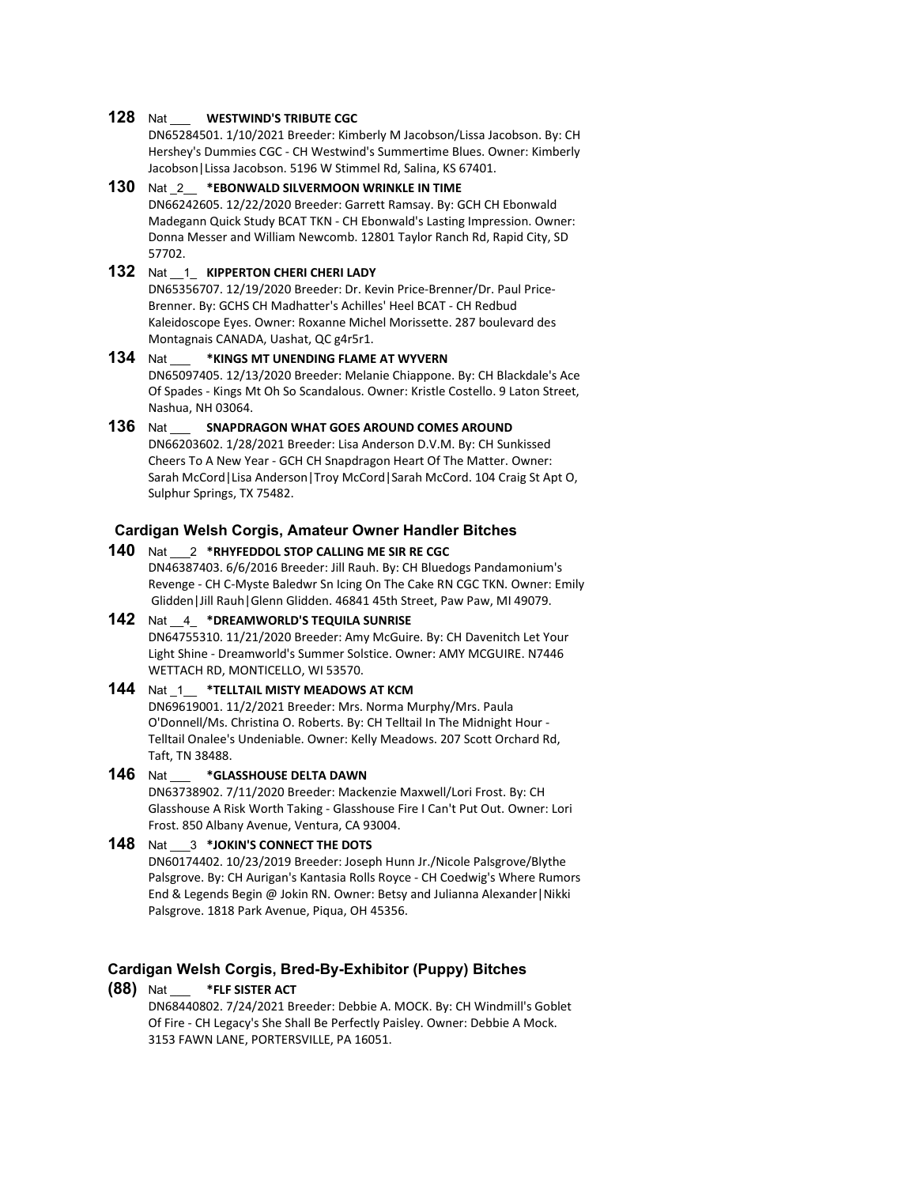**128** Nat ___ **WESTWIND'S TRIBUTE CGC**
DN65284501. 1/10/2021 Breeder: Kimberly M Jacobson/Lissa Jacobson. By: CH Hershey's Dummies CGC - CH Westwind's Summertime Blues. Owner: Kimberly Jacobson|Lissa Jacobson. 5196 W Stimmel Rd, Salina, KS 67401.

**130** Nat _2__ ***EBONWALD SILVERMOON WRINKLE IN TIME**
DN66242605. 12/22/2020 Breeder: Garrett Ramsay. By: GCH CH Ebonwald Madegann Quick Study BCAT TKN - CH Ebonwald's Lasting Impression. Owner: Donna Messer and William Newcomb. 12801 Taylor Ranch Rd, Rapid City, SD 57702.

**132** Nat __1_ **KIPPERTON CHERI CHERI LADY**
DN65356707. 12/19/2020 Breeder: Dr. Kevin Price-Brenner/Dr. Paul Price-Brenner. By: GCHS CH Madhatter's Achilles' Heel BCAT - CH Redbud Kaleidoscope Eyes. Owner: Roxanne Michel Morissette. 287 boulevard des Montagnais CANADA, Uashat, QC g4r5r1.

**134** Nat ___ ***KINGS MT UNENDING FLAME AT WYVERN**
DN65097405. 12/13/2020 Breeder: Melanie Chiappone. By: CH Blackdale's Ace Of Spades - Kings Mt Oh So Scandalous. Owner: Kristle Costello. 9 Laton Street, Nashua, NH 03064.

**136** Nat ___ **SNAPDRAGON WHAT GOES AROUND COMES AROUND**
DN66203602. 1/28/2021 Breeder: Lisa Anderson D.V.M. By: CH Sunkissed Cheers To A New Year - GCH CH Snapdragon Heart Of The Matter. Owner: Sarah McCord|Lisa Anderson|Troy McCord|Sarah McCord. 104 Craig St Apt O, Sulphur Springs, TX 75482.

### Cardigan Welsh Corgis, Amateur Owner Handler Bitches

**140** Nat ___2 ***RHYFEDDOL STOP CALLING ME SIR RE CGC**
DN46387403. 6/6/2016 Breeder: Jill Rauh. By: CH Bluedogs Pandamonium's Revenge - CH C-Myste Baledwr Sn Icing On The Cake RN CGC TKN. Owner: Emily Glidden|Jill Rauh|Glenn Glidden. 46841 45th Street, Paw Paw, MI 49079.

**142** Nat __4_ ***DREAMWORLD'S TEQUILA SUNRISE**
DN64755310. 11/21/2020 Breeder: Amy McGuire. By: CH Davenitch Let Your Light Shine - Dreamworld's Summer Solstice. Owner: AMY MCGUIRE. N7446 WETTACH RD, MONTICELLO, WI 53570.

**144** Nat _1__ ***TELLTAIL MISTY MEADOWS AT KCM**
DN69619001. 11/2/2021 Breeder: Mrs. Norma Murphy/Mrs. Paula O'Donnell/Ms. Christina O. Roberts. By: CH Telltail In The Midnight Hour - Telltail Onalee's Undeniable. Owner: Kelly Meadows. 207 Scott Orchard Rd, Taft, TN 38488.

**146** Nat ___ ***GLASSHOUSE DELTA DAWN**
DN63738902. 7/11/2020 Breeder: Mackenzie Maxwell/Lori Frost. By: CH Glasshouse A Risk Worth Taking - Glasshouse Fire I Can't Put Out. Owner: Lori Frost. 850 Albany Avenue, Ventura, CA 93004.

**148** Nat ___3 ***JOKIN'S CONNECT THE DOTS**
DN60174402. 10/23/2019 Breeder: Joseph Hunn Jr./Nicole Palsgrove/Blythe Palsgrove. By: CH Aurigan's Kantasia Rolls Royce - CH Coedwig's Where Rumors End & Legends Begin @ Jokin RN. Owner: Betsy and Julianna Alexander|Nikki Palsgrove. 1818 Park Avenue, Piqua, OH 45356.

### Cardigan Welsh Corgis, Bred-By-Exhibitor (Puppy) Bitches

**(88)** Nat ___ ***FLF SISTER ACT**
DN68440802. 7/24/2021 Breeder: Debbie A. MOCK. By: CH Windmill's Goblet Of Fire - CH Legacy's She Shall Be Perfectly Paisley. Owner: Debbie A Mock. 3153 FAWN LANE, PORTERSVILLE, PA 16051.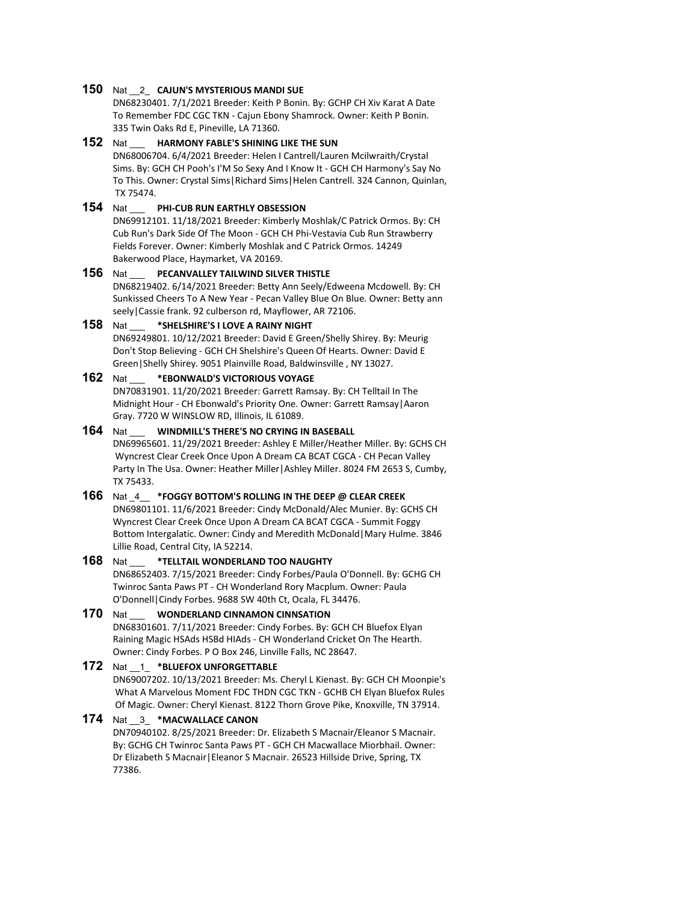**150** Nat __2_ **CAJUN'S MYSTERIOUS MANDI SUE**
DN68230401. 7/1/2021 Breeder: Keith P Bonin. By: GCHP CH Xiv Karat A Date To Remember FDC CGC TKN - Cajun Ebony Shamrock. Owner: Keith P Bonin. 335 Twin Oaks Rd E, Pineville, LA 71360.

**152** Nat ___ **HARMONY FABLE'S SHINING LIKE THE SUN**
DN68006704. 6/4/2021 Breeder: Helen I Cantrell/Lauren Mcilwraith/Crystal Sims. By: GCH CH Pooh's I'M So Sexy And I Know It - GCH CH Harmony's Say No To This. Owner: Crystal Sims|Richard Sims|Helen Cantrell. 324 Cannon, Quinlan, TX 75474.

**154** Nat ___ **PHI-CUB RUN EARTHLY OBSESSION**
DN69912101. 11/18/2021 Breeder: Kimberly Moshlak/C Patrick Ormos. By: CH Cub Run's Dark Side Of The Moon - GCH CH Phi-Vestavia Cub Run Strawberry Fields Forever. Owner: Kimberly Moshlak and C Patrick Ormos. 14249 Bakerwood Place, Haymarket, VA 20169.

**156** Nat ___ **PECANVALLEY TAILWIND SILVER THISTLE**
DN68219402. 6/14/2021 Breeder: Betty Ann Seely/Edweena Mcdowell. By: CH Sunkissed Cheers To A New Year - Pecan Valley Blue On Blue. Owner: Betty ann seely|Cassie frank. 92 culberson rd, Mayflower, AR 72106.

**158** Nat ___ **\*SHELSHIRE'S I LOVE A RAINY NIGHT**
DN69249801. 10/12/2021 Breeder: David E Green/Shelly Shirey. By: Meurig Don't Stop Believing - GCH CH Shelshire's Queen Of Hearts. Owner: David E Green|Shelly Shirey. 9051 Plainville Road, Baldwinsville , NY 13027.

**162** Nat ___ **\*EBONWALD'S VICTORIOUS VOYAGE**
DN70831901. 11/20/2021 Breeder: Garrett Ramsay. By: CH Telltail In The Midnight Hour - CH Ebonwald's Priority One. Owner: Garrett Ramsay|Aaron Gray. 7720 W WINSLOW RD, Illinois, IL 61089.

**164** Nat ___ **WINDMILL'S THERE'S NO CRYING IN BASEBALL**
DN69965601. 11/29/2021 Breeder: Ashley E Miller/Heather Miller. By: GCHS CH Wyncrest Clear Creek Once Upon A Dream CA BCAT CGCA - CH Pecan Valley Party In The Usa. Owner: Heather Miller|Ashley Miller. 8024 FM 2653 S, Cumby, TX 75433.

**166** Nat _4__ **\*FOGGY BOTTOM'S ROLLING IN THE DEEP @ CLEAR CREEK**
DN69801101. 11/6/2021 Breeder: Cindy McDonald/Alec Munier. By: GCHS CH Wyncrest Clear Creek Once Upon A Dream CA BCAT CGCA - Summit Foggy Bottom Intergalatic. Owner: Cindy and Meredith McDonald|Mary Hulme. 3846 Lillie Road, Central City, IA 52214.

**168** Nat ___ **\*TELLTAIL WONDERLAND TOO NAUGHTY**
DN68652403. 7/15/2021 Breeder: Cindy Forbes/Paula O'Donnell. By: GCHG CH Twinroc Santa Paws PT - CH Wonderland Rory Macplum. Owner: Paula O'Donnell|Cindy Forbes. 9688 SW 40th Ct, Ocala, FL 34476.

**170** Nat ___ **WONDERLAND CINNAMON CINNSATION**
DN68301601. 7/11/2021 Breeder: Cindy Forbes. By: GCH CH Bluefox Elyan Raining Magic HSAds HSBd HIAds - CH Wonderland Cricket On The Hearth. Owner: Cindy Forbes. P O Box 246, Linville Falls, NC 28647.

**172** Nat __1_ **\*BLUEFOX UNFORGETTABLE**
DN69007202. 10/13/2021 Breeder: Ms. Cheryl L Kienast. By: GCH CH Moonpie's What A Marvelous Moment FDC THDN CGC TKN - GCHB CH Elyan Bluefox Rules Of Magic. Owner: Cheryl Kienast. 8122 Thorn Grove Pike, Knoxville, TN 37914.

**174** Nat __3_ **\*MACWALLACE CANON**
DN70940102. 8/25/2021 Breeder: Dr. Elizabeth S Macnair/Eleanor S Macnair. By: GCHG CH Twinroc Santa Paws PT - GCH CH Macwallace Miorbhail. Owner: Dr Elizabeth S Macnair|Eleanor S Macnair. 26523 Hillside Drive, Spring, TX 77386.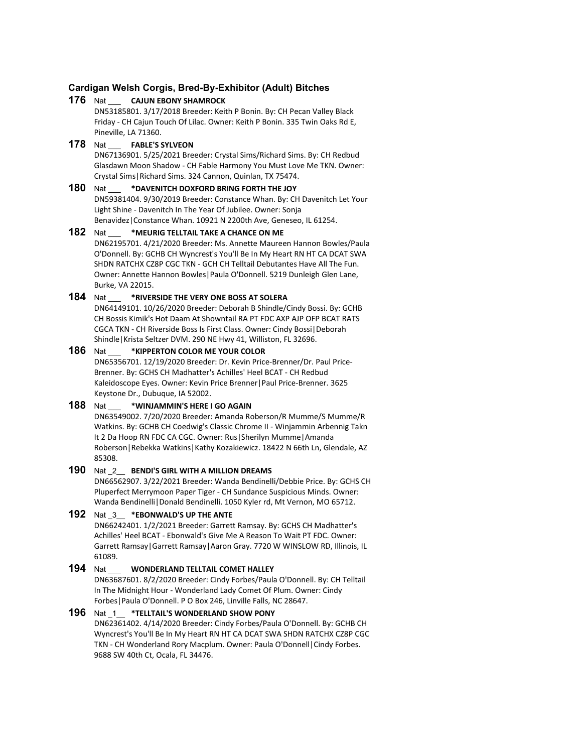### Cardigan Welsh Corgis, Bred-By-Exhibitor (Adult) Bitches

**176** Nat ___ **CAJUN EBONY SHAMROCK**
DN53185801. 3/17/2018 Breeder: Keith P Bonin. By: CH Pecan Valley Black Friday - CH Cajun Touch Of Lilac. Owner: Keith P Bonin. 335 Twin Oaks Rd E, Pineville, LA 71360.

**178** Nat ___ **FABLE'S SYLVEON**
DN67136901. 5/25/2021 Breeder: Crystal Sims/Richard Sims. By: CH Redbud Glasdawn Moon Shadow - CH Fable Harmony You Must Love Me TKN. Owner: Crystal Sims|Richard Sims. 324 Cannon, Quinlan, TX 75474.

**180** Nat ___ ***DAVENITCH DOXFORD BRING FORTH THE JOY**
DN59381404. 9/30/2019 Breeder: Constance Whan. By: CH Davenitch Let Your Light Shine - Davenitch In The Year Of Jubilee. Owner: Sonja Benavidez|Constance Whan. 10921 N 2200th Ave, Geneseo, IL 61254.

**182** Nat ___ ***MEURIG TELLTAIL TAKE A CHANCE ON ME**
DN62195701. 4/21/2020 Breeder: Ms. Annette Maureen Hannon Bowles/Paula O'Donnell. By: GCHB CH Wyncrest's You'll Be In My Heart RN HT CA DCAT SWA SHDN RATCHX CZ8P CGC TKN - GCH CH Telltail Debutantes Have All The Fun. Owner: Annette Hannon Bowles|Paula O'Donnell. 5219 Dunleigh Glen Lane, Burke, VA 22015.

**184** Nat ___ ***RIVERSIDE THE VERY ONE BOSS AT SOLERA**
DN64149101. 10/26/2020 Breeder: Deborah B Shindle/Cindy Bossi. By: GCHB CH Bossis Kimik's Hot Daam At Showntail RA PT FDC AXP AJP OFP BCAT RATS CGCA TKN - CH Riverside Boss Is First Class. Owner: Cindy Bossi|Deborah Shindle|Krista Seltzer DVM. 290 NE Hwy 41, Williston, FL 32696.

**186** Nat ___ ***KIPPERTON COLOR ME YOUR COLOR**
DN65356701. 12/19/2020 Breeder: Dr. Kevin Price-Brenner/Dr. Paul Price-Brenner. By: GCHS CH Madhatter's Achilles' Heel BCAT - CH Redbud Kaleidoscope Eyes. Owner: Kevin Price Brenner|Paul Price-Brenner. 3625 Keystone Dr., Dubuque, IA 52002.

**188** Nat ___ ***WINJAMMIN'S HERE I GO AGAIN**
DN63549002. 7/20/2020 Breeder: Amanda Roberson/R Mumme/S Mumme/R Watkins. By: GCHB CH Coedwig's Classic Chrome II - Winjammin Arbennig Takn It 2 Da Hoop RN FDC CA CGC. Owner: Rus|Sherilyn Mumme|Amanda Roberson|Rebekka Watkins|Kathy Kozakiewicz. 18422 N 66th Ln, Glendale, AZ 85308.

**190** Nat _2__ **BENDI'S GIRL WITH A MILLION DREAMS**
DN66562907. 3/22/2021 Breeder: Wanda Bendinelli/Debbie Price. By: GCHS CH Pluperfect Merrymoon Paper Tiger - CH Sundance Suspicious Minds. Owner: Wanda Bendinelli|Donald Bendinelli. 1050 Kyler rd, Mt Vernon, MO 65712.

**192** Nat _3__ ***EBONWALD'S UP THE ANTE**
DN66242401. 1/2/2021 Breeder: Garrett Ramsay. By: GCHS CH Madhatter's Achilles' Heel BCAT - Ebonwald's Give Me A Reason To Wait PT FDC. Owner: Garrett Ramsay|Garrett Ramsay|Aaron Gray. 7720 W WINSLOW RD, Illinois, IL 61089.

**194** Nat ___ **WONDERLAND TELLTAIL COMET HALLEY**
DN63687601. 8/2/2020 Breeder: Cindy Forbes/Paula O'Donnell. By: CH Telltail In The Midnight Hour - Wonderland Lady Comet Of Plum. Owner: Cindy Forbes|Paula O'Donnell. P O Box 246, Linville Falls, NC 28647.

**196** Nat _1__ ***TELLTAIL'S WONDERLAND SHOW PONY**
DN62361402. 4/14/2020 Breeder: Cindy Forbes/Paula O'Donnell. By: GCHB CH Wyncrest's You'll Be In My Heart RN HT CA DCAT SWA SHDN RATCHX CZ8P CGC TKN - CH Wonderland Rory Macplum. Owner: Paula O'Donnell|Cindy Forbes. 9688 SW 40th Ct, Ocala, FL 34476.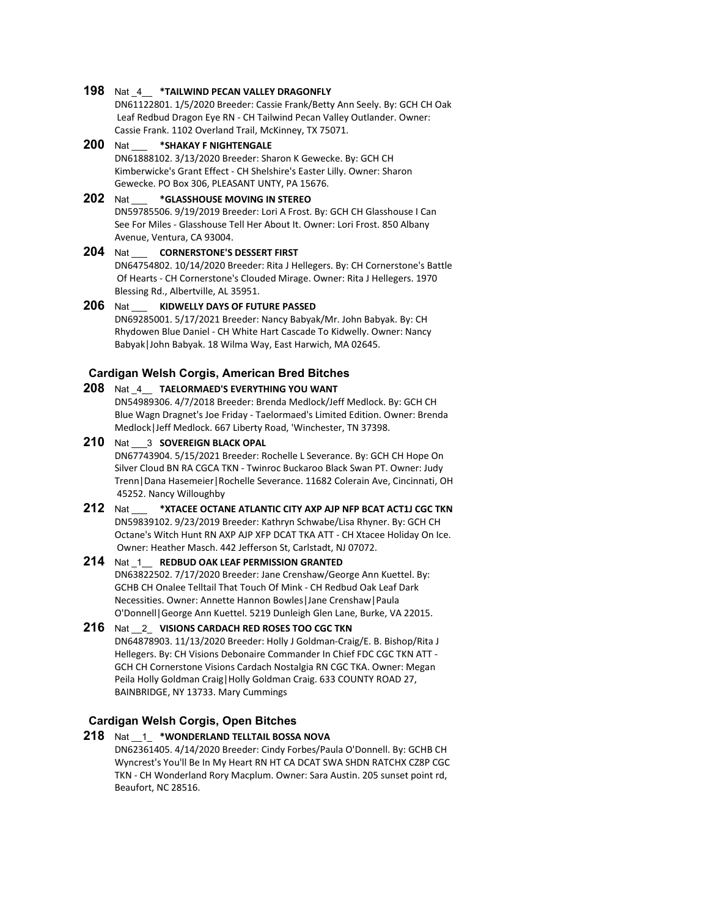**198** Nat _4__ **\*TAILWIND PECAN VALLEY DRAGONFLY**
DN61122801. 1/5/2020 Breeder: Cassie Frank/Betty Ann Seely. By: GCH CH Oak Leaf Redbud Dragon Eye RN - CH Tailwind Pecan Valley Outlander. Owner: Cassie Frank. 1102 Overland Trail, McKinney, TX 75071.

**200** Nat ___ **\*SHAKAY F NIGHTENGALE**
DN61888102. 3/13/2020 Breeder: Sharon K Gewecke. By: GCH CH Kimberwicke's Grant Effect - CH Shelshire's Easter Lilly. Owner: Sharon Gewecke. PO Box 306, PLEASANT UNTY, PA 15676.

**202** Nat ___ **\*GLASSHOUSE MOVING IN STEREO**
DN59785506. 9/19/2019 Breeder: Lori A Frost. By: GCH CH Glasshouse I Can See For Miles - Glasshouse Tell Her About It. Owner: Lori Frost. 850 Albany Avenue, Ventura, CA 93004.

**204** Nat ___ **CORNERSTONE'S DESSERT FIRST**
DN64754802. 10/14/2020 Breeder: Rita J Hellegers. By: CH Cornerstone's Battle Of Hearts - CH Cornerstone's Clouded Mirage. Owner: Rita J Hellegers. 1970 Blessing Rd., Albertville, AL 35951.

**206** Nat ___ **KIDWELLY DAYS OF FUTURE PASSED**
DN69285001. 5/17/2021 Breeder: Nancy Babyak/Mr. John Babyak. By: CH Rhydowen Blue Daniel - CH White Hart Cascade To Kidwelly. Owner: Nancy Babyak|John Babyak. 18 Wilma Way, East Harwich, MA 02645.

### Cardigan Welsh Corgis, American Bred Bitches

**208** Nat _4__ **TAELORMAED'S EVERYTHING YOU WANT**
DN54989306. 4/7/2018 Breeder: Brenda Medlock/Jeff Medlock. By: GCH CH Blue Wagn Dragnet's Joe Friday - Taelormaed's Limited Edition. Owner: Brenda Medlock|Jeff Medlock. 667 Liberty Road, 'Winchester, TN 37398.

**210** Nat ___3 **SOVEREIGN BLACK OPAL**
DN67743904. 5/15/2021 Breeder: Rochelle L Severance. By: GCH CH Hope On Silver Cloud BN RA CGCA TKN - Twinroc Buckaroo Black Swan PT. Owner: Judy Trenn|Dana Hasemeier|Rochelle Severance. 11682 Colerain Ave, Cincinnati, OH 45252. Nancy Willoughby

**212** Nat ___ **\*XTACEE OCTANE ATLANTIC CITY AXP AJP NFP BCAT ACT1J CGC TKN**
DN59839102. 9/23/2019 Breeder: Kathryn Schwabe/Lisa Rhyner. By: GCH CH Octane's Witch Hunt RN AXP AJP XFP DCAT TKA ATT - CH Xtacee Holiday On Ice. Owner: Heather Masch. 442 Jefferson St, Carlstadt, NJ 07072.

**214** Nat _1__ **REDBUD OAK LEAF PERMISSION GRANTED**
DN63822502. 7/17/2020 Breeder: Jane Crenshaw/George Ann Kuettel. By: GCHB CH Onalee Telltail That Touch Of Mink - CH Redbud Oak Leaf Dark Necessities. Owner: Annette Hannon Bowles|Jane Crenshaw|Paula O'Donnell|George Ann Kuettel. 5219 Dunleigh Glen Lane, Burke, VA 22015.

**216** Nat __2_ **VISIONS CARDACH RED ROSES TOO CGC TKN**
DN64878903. 11/13/2020 Breeder: Holly J Goldman-Craig/E. B. Bishop/Rita J Hellegers. By: CH Visions Debonaire Commander In Chief FDC CGC TKN ATT - GCH CH Cornerstone Visions Cardach Nostalgia RN CGC TKA. Owner: Megan Peila Holly Goldman Craig|Holly Goldman Craig. 633 COUNTY ROAD 27, BAINBRIDGE, NY 13733. Mary Cummings

### Cardigan Welsh Corgis, Open Bitches

**218** Nat __1_ **\*WONDERLAND TELLTAIL BOSSA NOVA**
DN62361405. 4/14/2020 Breeder: Cindy Forbes/Paula O'Donnell. By: GCHB CH Wyncrest's You'll Be In My Heart RN HT CA DCAT SWA SHDN RATCHX CZ8P CGC TKN - CH Wonderland Rory Macplum. Owner: Sara Austin. 205 sunset point rd, Beaufort, NC 28516.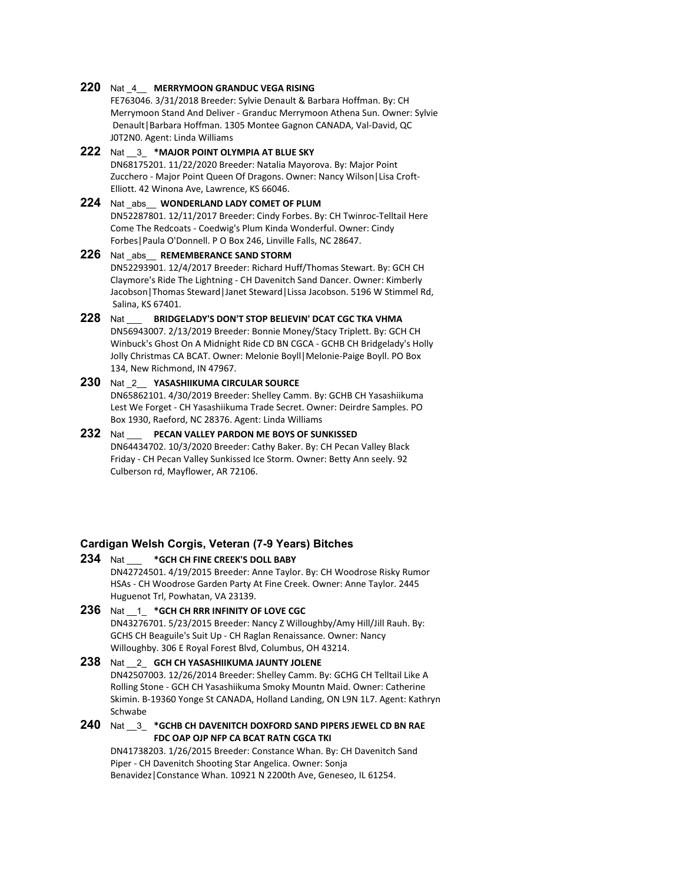**220** Nat _4__ **MERRYMOON GRANDUC VEGA RISING**
FE763046. 3/31/2018 Breeder: Sylvie Denault & Barbara Hoffman. By: CH Merrymoon Stand And Deliver - Granduc Merrymoon Athena Sun. Owner: Sylvie Denault|Barbara Hoffman. 1305 Montee Gagnon CANADA, Val-David, QC J0T2N0. Agent: Linda Williams

**222** Nat __3_ ***MAJOR POINT OLYMPIA AT BLUE SKY**
DN68175201. 11/22/2020 Breeder: Natalia Mayorova. By: Major Point Zucchero - Major Point Queen Of Dragons. Owner: Nancy Wilson|Lisa Croft-Elliott. 42 Winona Ave, Lawrence, KS 66046.

**224** Nat _abs__ **WONDERLAND LADY COMET OF PLUM**
DN52287801. 12/11/2017 Breeder: Cindy Forbes. By: CH Twinroc-Telltail Here Come The Redcoats - Coedwig's Plum Kinda Wonderful. Owner: Cindy Forbes|Paula O'Donnell. P O Box 246, Linville Falls, NC 28647.

**226** Nat _abs__ **REMEMBERANCE SAND STORM**
DN52293901. 12/4/2017 Breeder: Richard Huff/Thomas Stewart. By: GCH CH Claymore's Ride The Lightning - CH Davenitch Sand Dancer. Owner: Kimberly Jacobson|Thomas Steward|Janet Steward|Lissa Jacobson. 5196 W Stimmel Rd, Salina, KS 67401.

**228** Nat ___ **BRIDGELADY'S DON'T STOP BELIEVIN' DCAT CGC TKA VHMA**
DN56943007. 2/13/2019 Breeder: Bonnie Money/Stacy Triplett. By: GCH CH Winbuck's Ghost On A Midnight Ride CD BN CGCA - GCHB CH Bridgelady's Holly Jolly Christmas CA BCAT. Owner: Melonie Boyll|Melonie-Paige Boyll. PO Box 134, New Richmond, IN 47967.

**230** Nat _2__ **YASASHIIKUMA CIRCULAR SOURCE**
DN65862101. 4/30/2019 Breeder: Shelley Camm. By: GCHB CH Yasashiikuma Lest We Forget - CH Yasashiikuma Trade Secret. Owner: Deirdre Samples. PO Box 1930, Raeford, NC 28376. Agent: Linda Williams

**232** Nat ___ **PECAN VALLEY PARDON ME BOYS OF SUNKISSED**
DN64434702. 10/3/2020 Breeder: Cathy Baker. By: CH Pecan Valley Black Friday - CH Pecan Valley Sunkissed Ice Storm. Owner: Betty Ann seely. 92 Culberson rd, Mayflower, AR 72106.

### Cardigan Welsh Corgis, Veteran (7-9 Years) Bitches

**234** Nat ___ ***GCH CH FINE CREEK'S DOLL BABY**
DN42724501. 4/19/2015 Breeder: Anne Taylor. By: CH Woodrose Risky Rumor HSAs - CH Woodrose Garden Party At Fine Creek. Owner: Anne Taylor. 2445 Huguenot Trl, Powhatan, VA 23139.

**236** Nat __1_ ***GCH CH RRR INFINITY OF LOVE CGC**
DN43276701. 5/23/2015 Breeder: Nancy Z Willoughby/Amy Hill/Jill Rauh. By: GCHS CH Beaguile's Suit Up - CH Raglan Renaissance. Owner: Nancy Willoughby. 306 E Royal Forest Blvd, Columbus, OH 43214.

**238** Nat __2_ **GCH CH YASASHIIKUMA JAUNTY JOLENE**
DN42507003. 12/26/2014 Breeder: Shelley Camm. By: GCHG CH Telltail Like A Rolling Stone - GCH CH Yasashiikuma Smoky Mountn Maid. Owner: Catherine Skimin. B-19360 Yonge St CANADA, Holland Landing, ON L9N 1L7. Agent: Kathryn Schwabe

**240** Nat __3_ ***GCHB CH DAVENITCH DOXFORD SAND PIPERS JEWEL CD BN RAE FDC OAP OJP NFP CA BCAT RATN CGCA TKI**
DN41738203. 1/26/2015 Breeder: Constance Whan. By: CH Davenitch Sand Piper - CH Davenitch Shooting Star Angelica. Owner: Sonja Benavidez|Constance Whan. 10921 N 2200th Ave, Geneseo, IL 61254.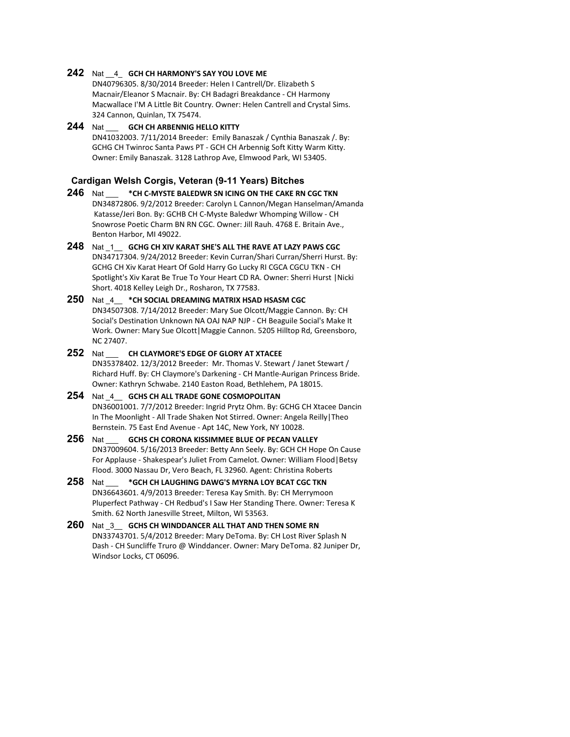**242** Nat \_\_4\_ **GCH CH HARMONY'S SAY YOU LOVE ME**
DN40796305. 8/30/2014 Breeder: Helen I Cantrell/Dr. Elizabeth S Macnair/Eleanor S Macnair. By: CH Badagri Breakdance - CH Harmony Macwallace I'M A Little Bit Country. Owner: Helen Cantrell and Crystal Sims. 324 Cannon, Quinlan, TX 75474.

**244** Nat \_\_\_ **GCH CH ARBENNIG HELLO KITTY**
DN41032003. 7/11/2014 Breeder: Emily Banaszak / Cynthia Banaszak /. By: GCHG CH Twinroc Santa Paws PT - GCH CH Arbennig Soft Kitty Warm Kitty. Owner: Emily Banaszak. 3128 Lathrop Ave, Elmwood Park, WI 53405.

### Cardigan Welsh Corgis, Veteran (9-11 Years) Bitches

**246** Nat \_\_\_ ***CH C-MYSTE BALEDWR SN ICING ON THE CAKE RN CGC TKN**
DN34872806. 9/2/2012 Breeder: Carolyn L Cannon/Megan Hanselman/Amanda Katasse/Jeri Bon. By: GCHB CH C-Myste Baledwr Whomping Willow - CH Snowrose Poetic Charm BN RN CGC. Owner: Jill Rauh. 4768 E. Britain Ave., Benton Harbor, MI 49022.

**248** Nat \_1\_\_ **GCHG CH XIV KARAT SHE'S ALL THE RAVE AT LAZY PAWS CGC**
DN34717304. 9/24/2012 Breeder: Kevin Curran/Shari Curran/Sherri Hurst. By: GCHG CH Xiv Karat Heart Of Gold Harry Go Lucky RI CGCA CGCU TKN - CH Spotlight's Xiv Karat Be True To Your Heart CD RA. Owner: Sherri Hurst |Nicki Short. 4018 Kelley Leigh Dr., Rosharon, TX 77583.

**250** Nat \_4\_\_ ***CH SOCIAL DREAMING MATRIX HSAD HSASM CGC**
DN34507308. 7/14/2012 Breeder: Mary Sue Olcott/Maggie Cannon. By: CH Social's Destination Unknown NA OAJ NAP NJP - CH Beaguile Social's Make It Work. Owner: Mary Sue Olcott|Maggie Cannon. 5205 Hilltop Rd, Greensboro, NC 27407.

**252** Nat \_\_\_ **CH CLAYMORE'S EDGE OF GLORY AT XTACEE**
DN35378402. 12/3/2012 Breeder: Mr. Thomas V. Stewart / Janet Stewart / Richard Huff. By: CH Claymore's Darkening - CH Mantle-Aurigan Princess Bride. Owner: Kathryn Schwabe. 2140 Easton Road, Bethlehem, PA 18015.

**254** Nat \_4\_\_ **GCHS CH ALL TRADE GONE COSMOPOLITAN**
DN36001001. 7/7/2012 Breeder: Ingrid Prytz Ohm. By: GCHG CH Xtacee Dancin In The Moonlight - All Trade Shaken Not Stirred. Owner: Angela Reilly|Theo Bernstein. 75 East End Avenue - Apt 14C, New York, NY 10028.

**256** Nat \_\_\_ **GCHS CH CORONA KISSIMMEE BLUE OF PECAN VALLEY**
DN37009604. 5/16/2013 Breeder: Betty Ann Seely. By: GCH CH Hope On Cause For Applause - Shakespear's Juliet From Camelot. Owner: William Flood|Betsy Flood. 3000 Nassau Dr, Vero Beach, FL 32960. Agent: Christina Roberts

**258** Nat \_\_\_ ***GCH CH LAUGHING DAWG'S MYRNA LOY BCAT CGC TKN**
DN36643601. 4/9/2013 Breeder: Teresa Kay Smith. By: CH Merrymoon Pluperfect Pathway - CH Redbud's I Saw Her Standing There. Owner: Teresa K Smith. 62 North Janesville Street, Milton, WI 53563.

**260** Nat \_3\_\_ **GCHS CH WINDDANCER ALL THAT AND THEN SOME RN**
DN33743701. 5/4/2012 Breeder: Mary DeToma. By: CH Lost River Splash N Dash - CH Suncliffe Truro @ Winddancer. Owner: Mary DeToma. 82 Juniper Dr, Windsor Locks, CT 06096.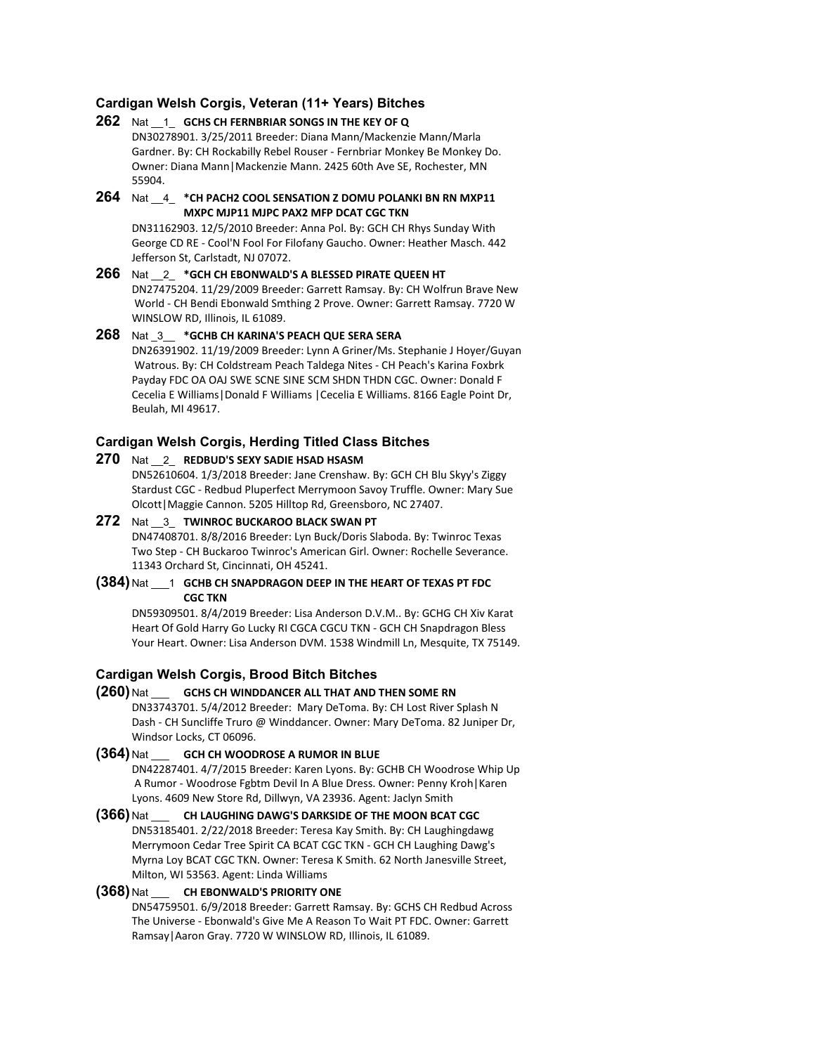### Cardigan Welsh Corgis, Veteran (11+ Years) Bitches

**262** Nat __1_ **GCHS CH FERNBRIAR SONGS IN THE KEY OF Q**
DN30278901. 3/25/2011 Breeder: Diana Mann/Mackenzie Mann/Marla Gardner. By: CH Rockabilly Rebel Rouser - Fernbriar Monkey Be Monkey Do. Owner: Diana Mann|Mackenzie Mann. 2425 60th Ave SE, Rochester, MN 55904.

**264** Nat __4_ ***CH PACH2 COOL SENSATION Z DOMU POLANKI BN RN MXP11 MXPC MJP11 MJPC PAX2 MFP DCAT CGC TKN**
DN31162903. 12/5/2010 Breeder: Anna Pol. By: GCH CH Rhys Sunday With George CD RE - Cool'N Fool For Filofany Gaucho. Owner: Heather Masch. 442 Jefferson St, Carlstadt, NJ 07072.

**266** Nat __2_ ***GCH CH EBONWALD'S A BLESSED PIRATE QUEEN HT**
DN27475204. 11/29/2009 Breeder: Garrett Ramsay. By: CH Wolfrun Brave New World - CH Bendi Ebonwald Smthing 2 Prove. Owner: Garrett Ramsay. 7720 W WINSLOW RD, Illinois, IL 61089.

**268** Nat _3__ ***GCHB CH KARINA'S PEACH QUE SERA SERA**
DN26391902. 11/19/2009 Breeder: Lynn A Griner/Ms. Stephanie J Hoyer/Guyan Watrous. By: CH Coldstream Peach Taldega Nites - CH Peach's Karina Foxbrk Payday FDC OA OAJ SWE SCNE SINE SCM SHDN THDN CGC. Owner: Donald F Cecelia E Williams|Donald F Williams |Cecelia E Williams. 8166 Eagle Point Dr, Beulah, MI 49617.

### Cardigan Welsh Corgis, Herding Titled Class Bitches

**270** Nat __2_ **REDBUD'S SEXY SADIE HSAD HSASM**
DN52610604. 1/3/2018 Breeder: Jane Crenshaw. By: GCH CH Blu Skyy's Ziggy Stardust CGC - Redbud Pluperfect Merrymoon Savoy Truffle. Owner: Mary Sue Olcott|Maggie Cannon. 5205 Hilltop Rd, Greensboro, NC 27407.

**272** Nat __3_ **TWINROC BUCKAROO BLACK SWAN PT**
DN47408701. 8/8/2016 Breeder: Lyn Buck/Doris Slaboda. By: Twinroc Texas Two Step - CH Buckaroo Twinroc's American Girl. Owner: Rochelle Severance. 11343 Orchard St, Cincinnati, OH 45241.

**(384)** Nat ___1 **GCHB CH SNAPDRAGON DEEP IN THE HEART OF TEXAS PT FDC CGC TKN**
DN59309501. 8/4/2019 Breeder: Lisa Anderson D.V.M.. By: GCHG CH Xiv Karat Heart Of Gold Harry Go Lucky RI CGCA CGCU TKN - GCH CH Snapdragon Bless Your Heart. Owner: Lisa Anderson DVM. 1538 Windmill Ln, Mesquite, TX 75149.

### Cardigan Welsh Corgis, Brood Bitch Bitches

**(260)** Nat ___ **GCHS CH WINDDANCER ALL THAT AND THEN SOME RN**
DN33743701. 5/4/2012 Breeder: Mary DeToma. By: CH Lost River Splash N Dash - CH Suncliffe Truro @ Winddancer. Owner: Mary DeToma. 82 Juniper Dr, Windsor Locks, CT 06096.

**(364)** Nat ___ **GCH CH WOODROSE A RUMOR IN BLUE**
DN42287401. 4/7/2015 Breeder: Karen Lyons. By: GCHB CH Woodrose Whip Up A Rumor - Woodrose Fgbtm Devil In A Blue Dress. Owner: Penny Kroh|Karen Lyons. 4609 New Store Rd, Dillwyn, VA 23936. Agent: Jaclyn Smith

**(366)** Nat ___ **CH LAUGHING DAWG'S DARKSIDE OF THE MOON BCAT CGC**
DN53185401. 2/22/2018 Breeder: Teresa Kay Smith. By: CH Laughingdawg Merrymoon Cedar Tree Spirit CA BCAT CGC TKN - GCH CH Laughing Dawg's Myrna Loy BCAT CGC TKN. Owner: Teresa K Smith. 62 North Janesville Street, Milton, WI 53563. Agent: Linda Williams

**(368)** Nat ___ **CH EBONWALD'S PRIORITY ONE**
DN54759501. 6/9/2018 Breeder: Garrett Ramsay. By: GCHS CH Redbud Across The Universe - Ebonwald's Give Me A Reason To Wait PT FDC. Owner: Garrett Ramsay|Aaron Gray. 7720 W WINSLOW RD, Illinois, IL 61089.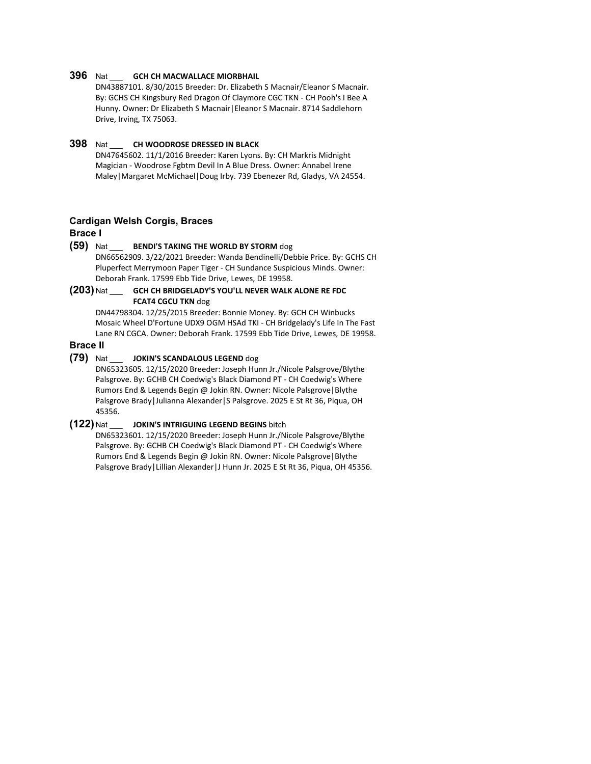**396** Nat ___ **GCH CH MACWALLACE MIORBHAIL**
DN43887101. 8/30/2015 Breeder: Dr. Elizabeth S Macnair/Eleanor S Macnair. By: GCHS CH Kingsbury Red Dragon Of Claymore CGC TKN - CH Pooh's I Bee A Hunny. Owner: Dr Elizabeth S Macnair|Eleanor S Macnair. 8714 Saddlehorn Drive, Irving, TX 75063.

**398** Nat ___ **CH WOODROSE DRESSED IN BLACK**
DN47645602. 11/1/2016 Breeder: Karen Lyons. By: CH Markris Midnight Magician - Woodrose Fgbtm Devil In A Blue Dress. Owner: Annabel Irene Maley|Margaret McMichael|Doug Irby. 739 Ebenezer Rd, Gladys, VA 24554.

## Cardigan Welsh Corgis, Braces

### Brace I

**(59)** Nat ___ **BENDI'S TAKING THE WORLD BY STORM** dog
DN66562909. 3/22/2021 Breeder: Wanda Bendinelli/Debbie Price. By: GCHS CH Pluperfect Merrymoon Paper Tiger - CH Sundance Suspicious Minds. Owner: Deborah Frank. 17599 Ebb Tide Drive, Lewes, DE 19958.

**(203)** Nat ___ **GCH CH BRIDGELADY'S YOU'LL NEVER WALK ALONE RE FDC FCAT4 CGCU TKN** dog
DN44798304. 12/25/2015 Breeder: Bonnie Money. By: GCH CH Winbucks Mosaic Wheel D'Fortune UDX9 OGM HSAd TKI - CH Bridgelady's Life In The Fast Lane RN CGCA. Owner: Deborah Frank. 17599 Ebb Tide Drive, Lewes, DE 19958.

### Brace II

**(79)** Nat ___ **JOKIN'S SCANDALOUS LEGEND** dog
DN65323605. 12/15/2020 Breeder: Joseph Hunn Jr./Nicole Palsgrove/Blythe Palsgrove. By: GCHB CH Coedwig's Black Diamond PT - CH Coedwig's Where Rumors End & Legends Begin @ Jokin RN. Owner: Nicole Palsgrove|Blythe Palsgrove Brady|Julianna Alexander|S Palsgrove. 2025 E St Rt 36, Piqua, OH 45356.

**(122)** Nat ___ **JOKIN'S INTRIGUING LEGEND BEGINS** bitch
DN65323601. 12/15/2020 Breeder: Joseph Hunn Jr./Nicole Palsgrove/Blythe Palsgrove. By: GCHB CH Coedwig's Black Diamond PT - CH Coedwig's Where Rumors End & Legends Begin @ Jokin RN. Owner: Nicole Palsgrove|Blythe Palsgrove Brady|Lillian Alexander|J Hunn Jr. 2025 E St Rt 36, Piqua, OH 45356.